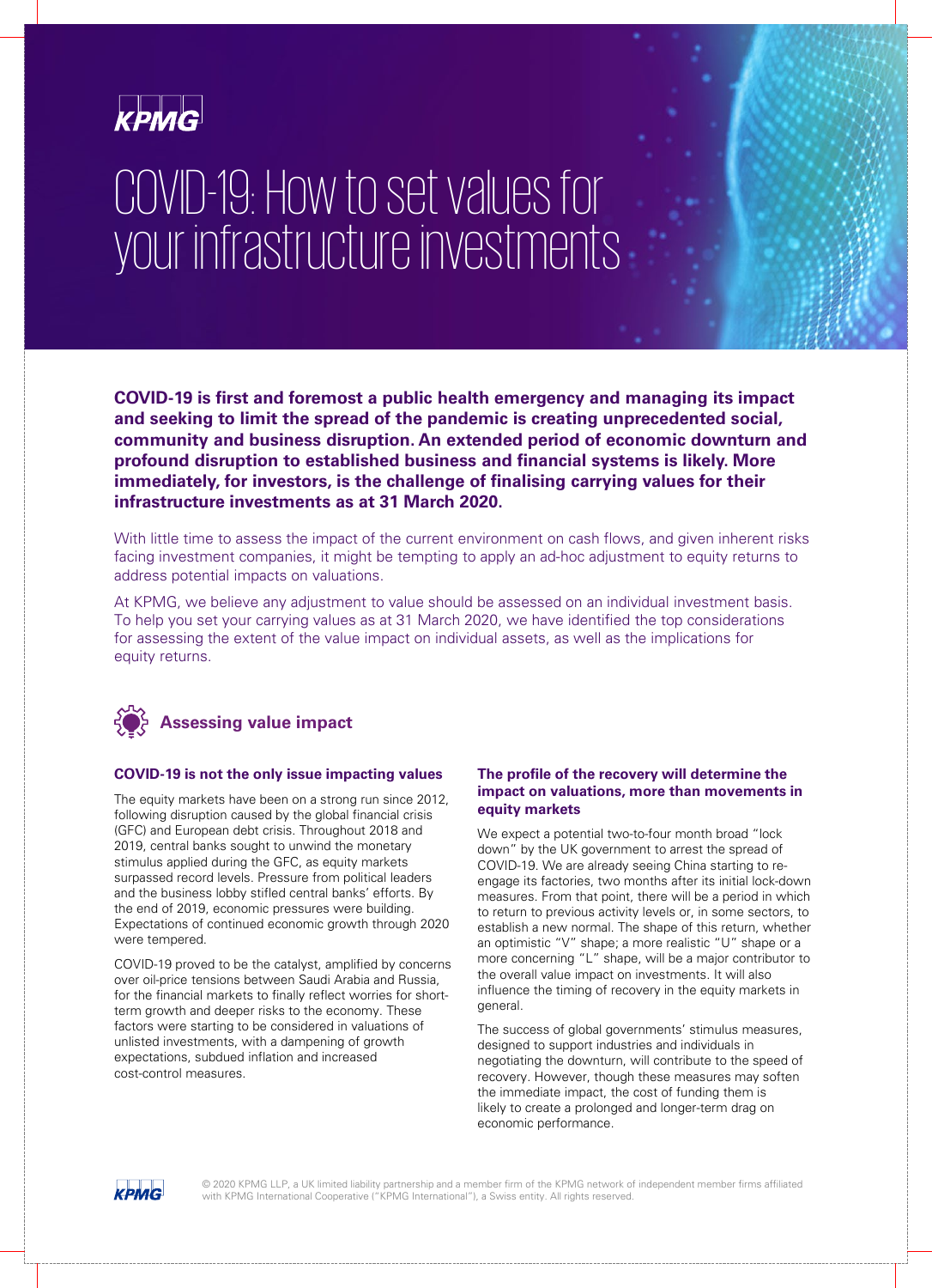KPMG

# COVID-19: How to set values for your infrastructure investments

**COVID-19 is first and foremost a public health emergency and managing its impact and seeking to limit the spread of the pandemic is creating unprecedented social, community and business disruption. An extended period of economic downturn and profound disruption to established business and financial systems is likely. More immediately, for investors, is the challenge of finalising carrying values for their infrastructure investments as at 31 March 2020.**

With little time to assess the impact of the current environment on cash flows, and given inherent risks facing investment companies, it might be tempting to apply an ad-hoc adjustment to equity returns to address potential impacts on valuations.

At KPMG, we believe any adjustment to value should be assessed on an individual investment basis. To help you set your carrying values as at 31 March 2020, we have identified the top considerations for assessing the extent of the value impact on individual assets, as well as the implications for equity returns.

## Assessing value impact

### COVID-19 is not the only issue impacting values

The equity markets have been on a strong run since 2012, following disruption caused by the global financial crisis (GFC) and European debt crisis. Throughout 2018 and 2019, central banks sought to unwind the monetary stimulus applied during the GFC, as equity markets surpassed record levels. Pressure from political leaders and the business lobby stifled central banks' efforts. By the end of 2019, economic pressures were building. Expectations of continued economic growth through 2020 were tempered.

COVID-19 proved to be the catalyst, amplified by concerns over oil-price tensions between Saudi Arabia and Russia, for the financial markets to finally reflect worries for short-term growth and deeper risks to the economy. These factors were starting to be considered in valuations of unlisted investments, with a dampening of growth expectations, subdued inflation and increased cost-control measures.

### The profile of the recovery will determine the impact on valuations, more than movements in equity markets

We expect a potential two-to-four month broad "lock down" by the UK government to arrest the spread of COVID-19. We are already seeing China starting to re-engage its factories, two months after its initial lock-down measures. From that point, there will be a period in which to return to previous activity levels or, in some sectors, to establish a new normal. The shape of this return, whether an optimistic "V" shape; a more realistic "U" shape or a more concerning "L" shape, will be a major contributor to the overall value impact on investments. It will also influence the timing of recovery in the equity markets in general.

The success of global governments' stimulus measures, designed to support industries and individuals in negotiating the downturn, will contribute to the speed of recovery. However, though these measures may soften the immediate impact, the cost of funding them is likely to create a prolonged and longer-term drag on economic performance.

© 2020 KPMG LLP, a UK limited liability partnership and a member firm of the KPMG network of independent member firms affiliated with KPMG International Cooperative ("KPMG International"), a Swiss entity. All rights reserved.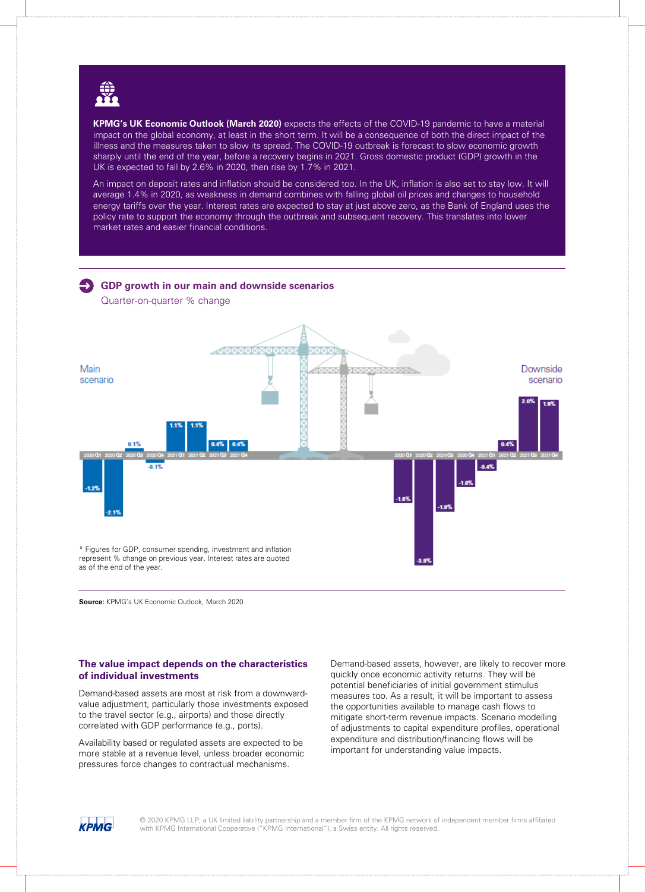**KPMG's UK Economic Outlook (March 2020)** expects the effects of the COVID-19 pandemic to have a material impact on the global economy, at least in the short term. It will be a consequence of both the direct impact of the illness and the measures taken to slow its spread. The COVID-19 outbreak is forecast to slow economic growth sharply until the end of the year, before a recovery begins in 2021. Gross domestic product (GDP) growth in the UK is expected to fall by 2.6% in 2020, then rise by 1.7% in 2021.

An impact on deposit rates and inflation should be considered too. In the UK, inflation is also set to stay low. It will average 1.4% in 2020, as weakness in demand combines with falling global oil prices and changes to household energy tariffs over the year. Interest rates are expected to stay at just above zero, as the Bank of England uses the policy rate to support the economy through the outbreak and subsequent recovery. This translates into lower market rates and easier financial conditions.

## GDP growth in our main and downside scenarios

Quarter-on-quarter % change

| Quarter | Main scenario | Downside scenario |
|---|---|---|
| 2020 Q1 | -1.2% | -1.6% |
| 2020 Q2 | -2.1% | -3.9% |
| 2020 Q3 | 0.1% | -1.9% |
| 2020 Q4 | -0.1% | -1.0% |
| 2021 Q1 | 1.1% | -0.4% |
| 2021 Q2 | 1.1% | 0.4% |
| 2021 Q3 | 0.4% | 2.0% |
| 2021 Q4 | 0.4% | 1.9% |

* Figures for GDP, consumer spending, investment and inflation represent % change on previous year. Interest rates are quoted as of the end of the year.

**Source:** KPMG's UK Economic Outlook, March 2020

### The value impact depends on the characteristics of individual investments

Demand-based assets are most at risk from a downward-value adjustment, particularly those investments exposed to the travel sector (e.g., airports) and those directly correlated with GDP performance (e.g., ports).

Availability based or regulated assets are expected to be more stable at a revenue level, unless broader economic pressures force changes to contractual mechanisms.

Demand-based assets, however, are likely to recover more quickly once economic activity returns. They will be potential beneficiaries of initial government stimulus measures too. As a result, it will be important to assess the opportunities available to manage cash flows to mitigate short-term revenue impacts. Scenario modelling of adjustments to capital expenditure profiles, operational expenditure and distribution/financing flows will be important for understanding value impacts.

© 2020 KPMG LLP, a UK limited liability partnership and a member firm of the KPMG network of independent member firms affiliated with KPMG International Cooperative ("KPMG International"), a Swiss entity. All rights reserved.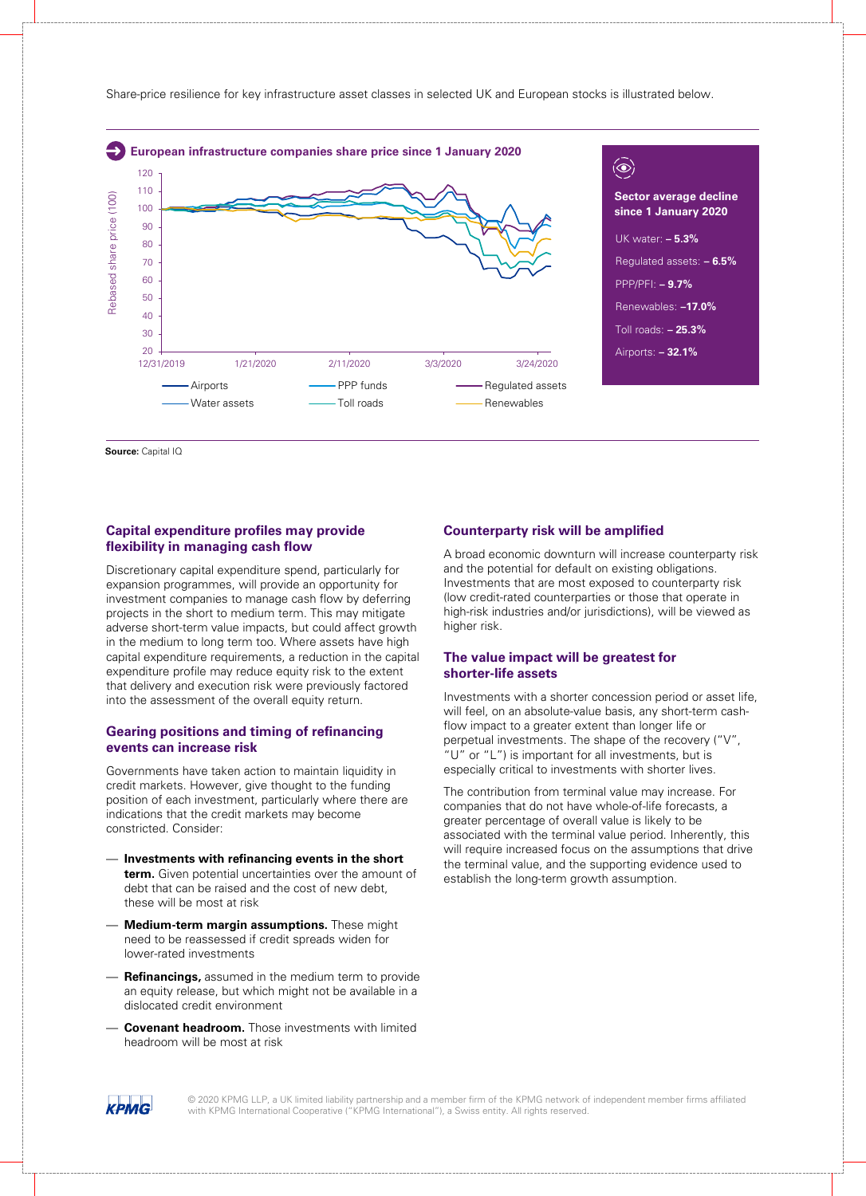Share-price resilience for key infrastructure asset classes in selected UK and European stocks is illustrated below.

**European infrastructure companies share price since 1 January 2020**

Rebased share price (100)

Airports | PPP funds | Regulated assets | Water assets | Toll roads | Renewables

**Sector average decline since 1 January 2020**

UK water: **– 5.3%**

Regulated assets: **– 6.5%**

PPP/PFI: **– 9.7%**

Renewables: **–17.0%**

Toll roads: **– 25.3%**

Airports: **– 32.1%**

**Source:** Capital IQ

### Capital expenditure profiles may provide flexibility in managing cash flow

Discretionary capital expenditure spend, particularly for expansion programmes, will provide an opportunity for investment companies to manage cash flow by deferring projects in the short to medium term. This may mitigate adverse short-term value impacts, but could affect growth in the medium to long term too. Where assets have high capital expenditure requirements, a reduction in the capital expenditure profile may reduce equity risk to the extent that delivery and execution risk were previously factored into the assessment of the overall equity return.

### Gearing positions and timing of refinancing events can increase risk

Governments have taken action to maintain liquidity in credit markets. However, give thought to the funding position of each investment, particularly where there are indications that the credit markets may become constricted. Consider:

- **Investments with refinancing events in the short term.** Given potential uncertainties over the amount of debt that can be raised and the cost of new debt, these will be most at risk
- **Medium-term margin assumptions.** These might need to be reassessed if credit spreads widen for lower-rated investments
- **Refinancings,** assumed in the medium term to provide an equity release, but which might not be available in a dislocated credit environment
- **Covenant headroom.** Those investments with limited headroom will be most at risk

### Counterparty risk will be amplified

A broad economic downturn will increase counterparty risk and the potential for default on existing obligations. Investments that are most exposed to counterparty risk (low credit-rated counterparties or those that operate in high-risk industries and/or jurisdictions), will be viewed as higher risk.

### The value impact will be greatest for shorter-life assets

Investments with a shorter concession period or asset life, will feel, on an absolute-value basis, any short-term cash-flow impact to a greater extent than longer life or perpetual investments. The shape of the recovery ("V", "U" or "L") is important for all investments, but is especially critical to investments with shorter lives.

The contribution from terminal value may increase. For companies that do not have whole-of-life forecasts, a greater percentage of overall value is likely to be associated with the terminal value period. Inherently, this will require increased focus on the assumptions that drive the terminal value, and the supporting evidence used to establish the long-term growth assumption.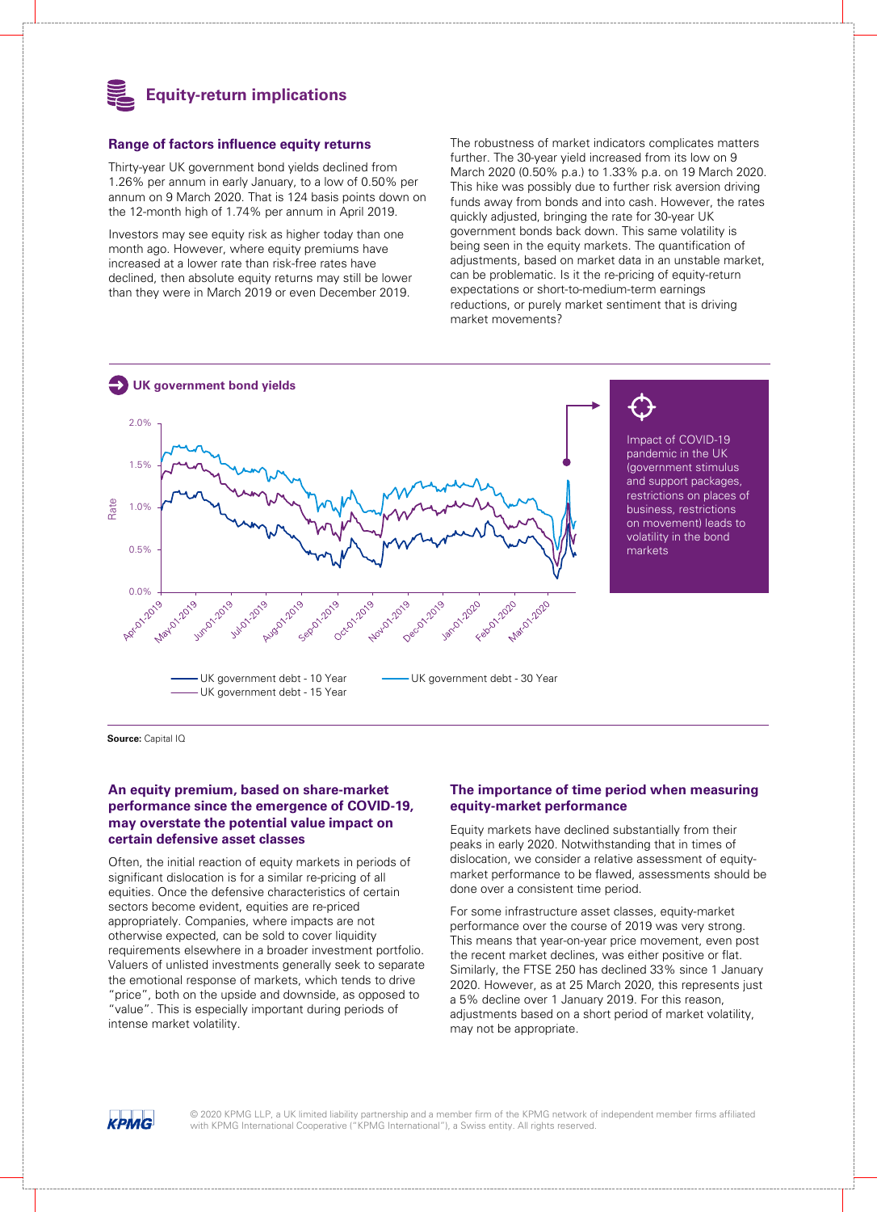## Equity-return implications

### Range of factors influence equity returns

Thirty-year UK government bond yields declined from 1.26% per annum in early January, to a low of 0.50% per annum on 9 March 2020. That is 124 basis points down on the 12-month high of 1.74% per annum in April 2019.

Investors may see equity risk as higher today than one month ago. However, where equity premiums have increased at a lower rate than risk-free rates have declined, then absolute equity returns may still be lower than they were in March 2019 or even December 2019.

The robustness of market indicators complicates matters further. The 30-year yield increased from its low on 9 March 2020 (0.50% p.a.) to 1.33% p.a. on 19 March 2020. This hike was possibly due to further risk aversion driving funds away from bonds and into cash. However, the rates quickly adjusted, bringing the rate for 30-year UK government bonds back down. This same volatility is being seen in the equity markets. The quantification of adjustments, based on market data in an unstable market, can be problematic. Is it the re-pricing of equity-return expectations or short-to-medium-term earnings reductions, or purely market sentiment that is driving market movements?

**UK government bond yields**

Impact of COVID-19 pandemic in the UK (government stimulus and support packages, restrictions on places of business, restrictions on movement) leads to volatility in the bond markets

**Source:** Capital IQ

### An equity premium, based on share-market performance since the emergence of COVID-19, may overstate the potential value impact on certain defensive asset classes

Often, the initial reaction of equity markets in periods of significant dislocation is for a similar re-pricing of all equities. Once the defensive characteristics of certain sectors become evident, equities are re-priced appropriately. Companies, where impacts are not otherwise expected, can be sold to cover liquidity requirements elsewhere in a broader investment portfolio. Valuers of unlisted investments generally seek to separate the emotional response of markets, which tends to drive "price", both on the upside and downside, as opposed to "value". This is especially important during periods of intense market volatility.

### The importance of time period when measuring equity-market performance

Equity markets have declined substantially from their peaks in early 2020. Notwithstanding that in times of dislocation, we consider a relative assessment of equity-market performance to be flawed, assessments should be done over a consistent time period.

For some infrastructure asset classes, equity-market performance over the course of 2019 was very strong. This means that year-on-year price movement, even post the recent market declines, was either positive or flat. Similarly, the FTSE 250 has declined 33% since 1 January 2020. However, as at 25 March 2020, this represents just a 5% decline over 1 January 2019. For this reason, adjustments based on a short period of market volatility, may not be appropriate.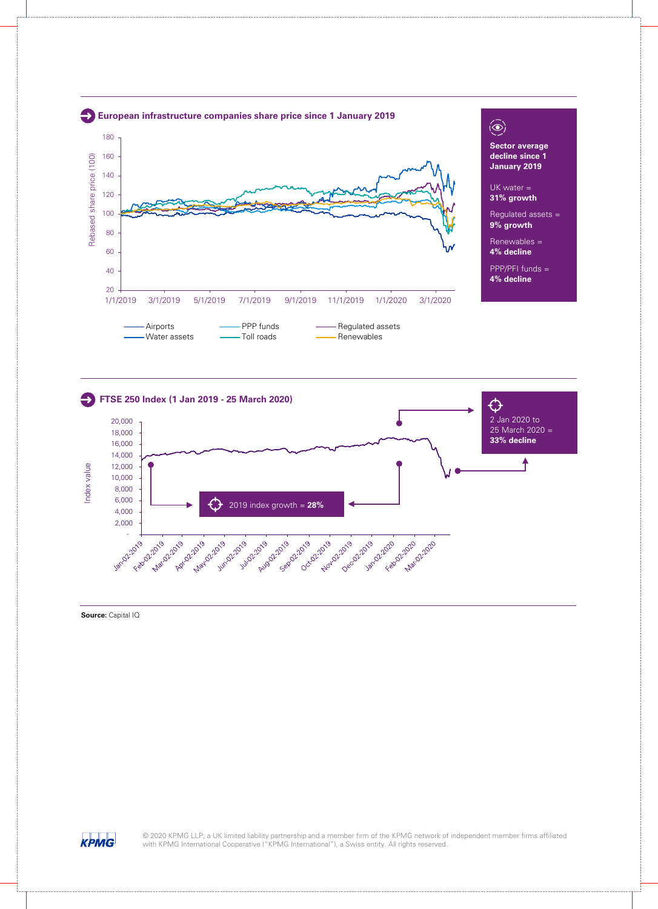## European infrastructure companies share price since 1 January 2019

Rebased share price (100)

180
160
140
120
100
80
60
40
20

1/1/2019 3/1/2019 5/1/2019 7/1/2019 9/1/2019 11/1/2019 1/1/2020 3/1/2020

Airports | PPP funds | Regulated assets
Water assets | Toll roads | Renewables

**Sector average decline since 1 January 2019**

UK water = **31% growth**

Regulated assets = **9% growth**

Renewables = **4% decline**

PPP/PFI funds = **4% decline**

## FTSE 250 Index (1 Jan 2019 - 25 March 2020)

Index value

20,000
18,000
16,000
14,000
12,000
10,000
8,000
6,000
4,000
2,000
-

Jan-02-2019 Feb-02-2019 Mar-02-2019 Apr-02-2019 May-02-2019 Jun-02-2019 Jul-02-2019 Aug-02-2019 Sep-02-2019 Oct-02-2019 Nov-02-2019 Dec-02-2019 Jan-02-2020 Feb-02-2020 Mar-02-2020

2019 index growth = **28%**

2 Jan 2020 to 25 March 2020 = **33% decline**

**Source:** Capital IQ

© 2020 KPMG LLP, a UK limited liability partnership and a member firm of the KPMG network of independent member firms affiliated with KPMG International Cooperative ("KPMG International"), a Swiss entity. All rights reserved.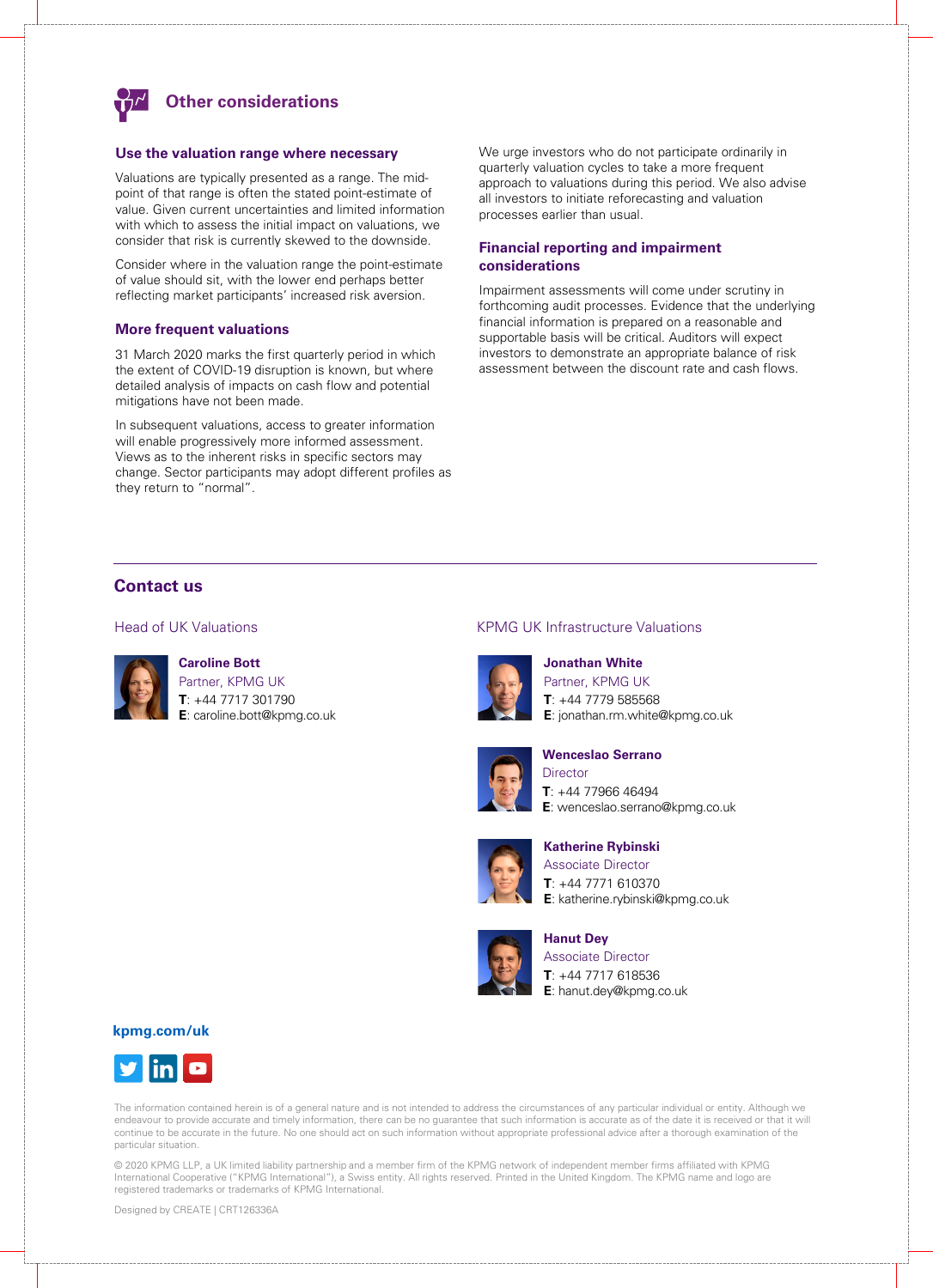## Other considerations

### Use the valuation range where necessary

Valuations are typically presented as a range. The mid-point of that range is often the stated point-estimate of value. Given current uncertainties and limited information with which to assess the initial impact on valuations, we consider that risk is currently skewed to the downside.

Consider where in the valuation range the point-estimate of value should sit, with the lower end perhaps better reflecting market participants' increased risk aversion.

### More frequent valuations

31 March 2020 marks the first quarterly period in which the extent of COVID-19 disruption is known, but where detailed analysis of impacts on cash flow and potential mitigations have not been made.

In subsequent valuations, access to greater information will enable progressively more informed assessment. Views as to the inherent risks in specific sectors may change. Sector participants may adopt different profiles as they return to "normal".

We urge investors who do not participate ordinarily in quarterly valuation cycles to take a more frequent approach to valuations during this period. We also advise all investors to initiate reforecasting and valuation processes earlier than usual.

### Financial reporting and impairment considerations

Impairment assessments will come under scrutiny in forthcoming audit processes. Evidence that the underlying financial information is prepared on a reasonable and supportable basis will be critical. Auditors will expect investors to demonstrate an appropriate balance of risk assessment between the discount rate and cash flows.

## Contact us

### Head of UK Valuations

**Caroline Bott**
Partner, KPMG UK
**T**: +44 7717 301790
**E**: caroline.bott@kpmg.co.uk

### KPMG UK Infrastructure Valuations

**Jonathan White**
Partner, KPMG UK
**T**: +44 7779 585568
**E**: jonathan.rm.white@kpmg.co.uk

**Wenceslao Serrano**
Director
**T**: +44 77966 46494
**E**: wenceslao.serrano@kpmg.co.uk

**Katherine Rybinski**
Associate Director
**T**: +44 7771 610370
**E**: katherine.rybinski@kpmg.co.uk

**Hanut Dey**
Associate Director
**T**: +44 7717 618536
**E**: hanut.dey@kpmg.co.uk

**kpmg.com/uk**

The information contained herein is of a general nature and is not intended to address the circumstances of any particular individual or entity. Although we endeavour to provide accurate and timely information, there can be no guarantee that such information is accurate as of the date it is received or that it will continue to be accurate in the future. No one should act on such information without appropriate professional advice after a thorough examination of the particular situation.

© 2020 KPMG LLP, a UK limited liability partnership and a member firm of the KPMG network of independent member firms affiliated with KPMG International Cooperative ("KPMG International"), a Swiss entity. All rights reserved. Printed in the United Kingdom. The KPMG name and logo are registered trademarks or trademarks of KPMG International.

Designed by CREATE | CRT126336A